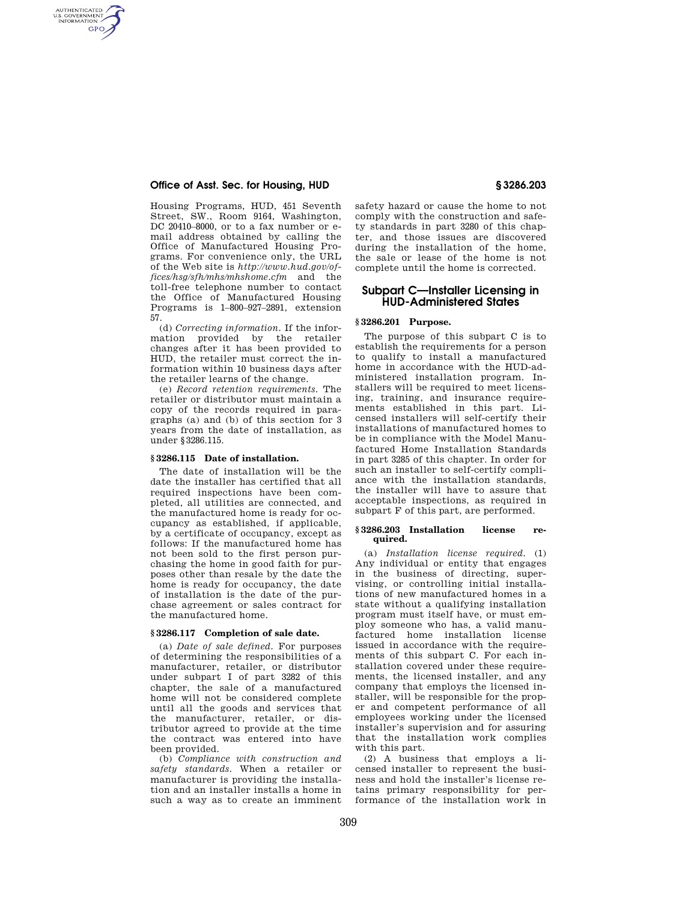Housing Programs, HUD, 451 Seventh Street, SW., Room 9164, Washington, DC 20410–8000, or to a fax number or e-mail address obtained by calling the Office of Manufactured Housing Programs. For convenience only, the URL of the Web site is *http://www.hud.gov/offices/hsg/sfh/mhs/mhshome.cfm* and the toll-free telephone number to contact the Office of Manufactured Housing Programs is 1–800–927–2891, extension 57.

(d) *Correcting information.* If the information provided by the retailer changes after it has been provided to HUD, the retailer must correct the information within 10 business days after the retailer learns of the change.

(e) *Record retention requirements.* The retailer or distributor must maintain a copy of the records required in paragraphs (a) and (b) of this section for 3 years from the date of installation, as under §3286.115.

### §3286.115 Date of installation.

The date of installation will be the date the installer has certified that all required inspections have been completed, all utilities are connected, and the manufactured home is ready for occupancy as established, if applicable, by a certificate of occupancy, except as follows: If the manufactured home has not been sold to the first person purchasing the home in good faith for purposes other than resale by the date the home is ready for occupancy, the date of installation is the date of the purchase agreement or sales contract for the manufactured home.

### §3286.117 Completion of sale date.

(a) *Date of sale defined.* For purposes of determining the responsibilities of a manufacturer, retailer, or distributor under subpart I of part 3282 of this chapter, the sale of a manufactured home will not be considered complete until all the goods and services that the manufacturer, retailer, or distributor agreed to provide at the time the contract was entered into have been provided.

(b) *Compliance with construction and safety standards.* When a retailer or manufacturer is providing the installation and an installer installs a home in such a way as to create an imminent safety hazard or cause the home to not comply with the construction and safety standards in part 3280 of this chapter, and those issues are discovered during the installation of the home, the sale or lease of the home is not complete until the home is corrected.

## Subpart C—Installer Licensing in HUD-Administered States

### §3286.201 Purpose.

The purpose of this subpart C is to establish the requirements for a person to qualify to install a manufactured home in accordance with the HUD-administered installation program. Installers will be required to meet licensing, training, and insurance requirements established in this part. Licensed installers will self-certify their installations of manufactured homes to be in compliance with the Model Manufactured Home Installation Standards in part 3285 of this chapter. In order for such an installer to self-certify compliance with the installation standards, the installer will have to assure that acceptable inspections, as required in subpart F of this part, are performed.

### §3286.203 Installation license required.

(a) *Installation license required.* (1) Any individual or entity that engages in the business of directing, supervising, or controlling initial installations of new manufactured homes in a state without a qualifying installation program must itself have, or must employ someone who has, a valid manufactured home installation license issued in accordance with the requirements of this subpart C. For each installation covered under these requirements, the licensed installer, and any company that employs the licensed installer, will be responsible for the proper and competent performance of all employees working under the licensed installer's supervision and for assuring that the installation work complies with this part.

(2) A business that employs a licensed installer to represent the business and hold the installer's license retains primary responsibility for performance of the installation work in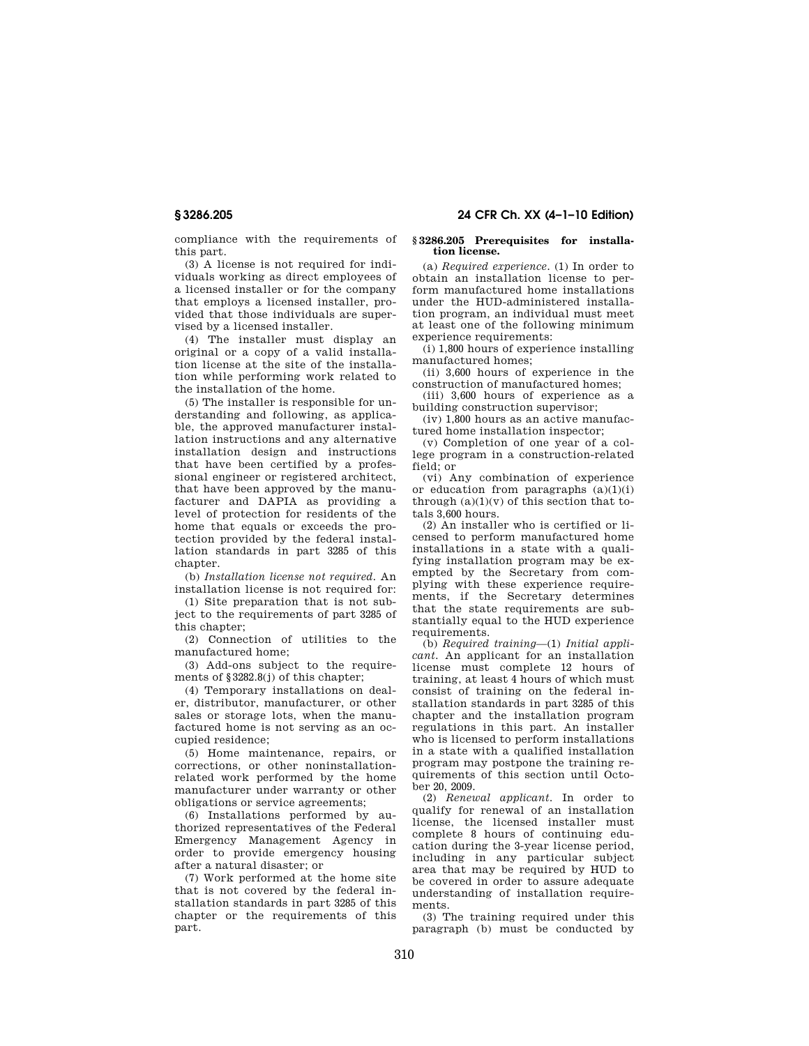compliance with the requirements of this part.

(3) A license is not required for individuals working as direct employees of a licensed installer or for the company that employs a licensed installer, provided that those individuals are supervised by a licensed installer.

(4) The installer must display an original or a copy of a valid installation license at the site of the installation while performing work related to the installation of the home.

(5) The installer is responsible for understanding and following, as applicable, the approved manufacturer installation instructions and any alternative installation design and instructions that have been certified by a professional engineer or registered architect, that have been approved by the manufacturer and DAPIA as providing a level of protection for residents of the home that equals or exceeds the protection provided by the federal installation standards in part 3285 of this chapter.

(b) *Installation license not required.* An installation license is not required for:

(1) Site preparation that is not subject to the requirements of part 3285 of this chapter;

(2) Connection of utilities to the manufactured home;

(3) Add-ons subject to the requirements of §3282.8(j) of this chapter;

(4) Temporary installations on dealer, distributor, manufacturer, or other sales or storage lots, when the manufactured home is not serving as an occupied residence;

(5) Home maintenance, repairs, or corrections, or other noninstallation-related work performed by the home manufacturer under warranty or other obligations or service agreements;

(6) Installations performed by authorized representatives of the Federal Emergency Management Agency in order to provide emergency housing after a natural disaster; or

(7) Work performed at the home site that is not covered by the federal installation standards in part 3285 of this chapter or the requirements of this part.

**§3286.205 Prerequisites for installation license.**

(a) *Required experience.* (1) In order to obtain an installation license to perform manufactured home installations under the HUD-administered installation program, an individual must meet at least one of the following minimum experience requirements:

(i) 1,800 hours of experience installing manufactured homes;

(ii) 3,600 hours of experience in the construction of manufactured homes;

(iii) 3,600 hours of experience as a building construction supervisor;

(iv) 1,800 hours as an active manufactured home installation inspector;

(v) Completion of one year of a college program in a construction-related field; or

(vi) Any combination of experience or education from paragraphs (a)(1)(i) through (a)(1)(v) of this section that totals 3,600 hours.

(2) An installer who is certified or licensed to perform manufactured home installations in a state with a qualifying installation program may be exempted by the Secretary from complying with these experience requirements, if the Secretary determines that the state requirements are substantially equal to the HUD experience requirements.

(b) *Required training*—(1) *Initial applicant.* An applicant for an installation license must complete 12 hours of training, at least 4 hours of which must consist of training on the federal installation standards in part 3285 of this chapter and the installation program regulations in this part. An installer who is licensed to perform installations in a state with a qualified installation program may postpone the training requirements of this section until October 20, 2009.

(2) *Renewal applicant.* In order to qualify for renewal of an installation license, the licensed installer must complete 8 hours of continuing education during the 3-year license period, including in any particular subject area that may be required by HUD to be covered in order to assure adequate understanding of installation requirements.

(3) The training required under this paragraph (b) must be conducted by